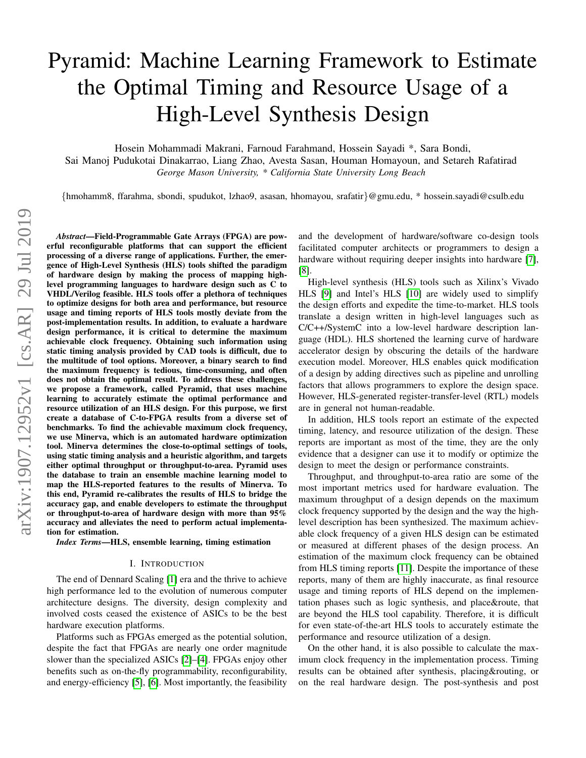# Pyramid: Machine Learning Framework to Estimate the Optimal Timing and Resource Usage of a High-Level Synthesis Design

Hosein Mohammadi Makrani, Farnoud Farahmand, Hossein Sayadi *, Sara Bondi, Sai Manoj Pudukotai Dinakarrao, Liang Zhao, Avesta Sasan, Houman Homayoun, and Setareh Rafatirad

*George Mason University, * California State University Long Beach*

{hmohamm8, ffarahma, sbondi, spudukot, lzhao9, asasan, hhomayou, srafatir}@gmu.edu, * hossein.sayadi@csulb.edu

***Abstract*—Field-Programmable Gate Arrays (FPGA) are powerful reconfigurable platforms that can support the efficient processing of a diverse range of applications. Further, the emergence of High-Level Synthesis (HLS) tools shifted the paradigm of hardware design by making the process of mapping high-level programming languages to hardware design such as C to VHDL/Verilog feasible. HLS tools offer a plethora of techniques to optimize designs for both area and performance, but resource usage and timing reports of HLS tools mostly deviate from the post-implementation results. In addition, to evaluate a hardware design performance, it is critical to determine the maximum achievable clock frequency. Obtaining such information using static timing analysis provided by CAD tools is difficult, due to the multitude of tool options. Moreover, a binary search to find the maximum frequency is tedious, time-consuming, and often does not obtain the optimal result. To address these challenges, we propose a framework, called Pyramid, that uses machine learning to accurately estimate the optimal performance and resource utilization of an HLS design. For this purpose, we first create a database of C-to-FPGA results from a diverse set of benchmarks. To find the achievable maximum clock frequency, we use Minerva, which is an automated hardware optimization tool. Minerva determines the close-to-optimal settings of tools, using static timing analysis and a heuristic algorithm, and targets either optimal throughput or throughput-to-area. Pyramid uses the database to train an ensemble machine learning model to map the HLS-reported features to the results of Minerva. To this end, Pyramid re-calibrates the results of HLS to bridge the accuracy gap, and enable developers to estimate the throughput or throughput-to-area of hardware design with more than 95% accuracy and alleviates the need to perform actual implementation for estimation.**

***Index Terms*—HLS, ensemble learning, timing estimation**

## I. Introduction

The end of Dennard Scaling [1] era and the thrive to achieve high performance led to the evolution of numerous computer architecture designs. The diversity, design complexity and involved costs ceased the existence of ASICs to be the best hardware execution platforms.

Platforms such as FPGAs emerged as the potential solution, despite the fact that FPGAs are nearly one order magnitude slower than the specialized ASICs [2]–[4]. FPGAs enjoy other benefits such as on-the-fly programmability, reconfigurability, and energy-efficiency [5], [6]. Most importantly, the feasibility and the development of hardware/software co-design tools facilitated computer architects or programmers to design a hardware without requiring deeper insights into hardware [7], [8].

High-level synthesis (HLS) tools such as Xilinx's Vivado HLS [9] and Intel's HLS [10] are widely used to simplify the design efforts and expedite the time-to-market. HLS tools translate a design written in high-level languages such as C/C++/SystemC into a low-level hardware description language (HDL). HLS shortened the learning curve of hardware accelerator design by obscuring the details of the hardware execution model. Moreover, HLS enables quick modification of a design by adding directives such as pipeline and unrolling factors that allows programmers to explore the design space. However, HLS-generated register-transfer-level (RTL) models are in general not human-readable.

In addition, HLS tools report an estimate of the expected timing, latency, and resource utilization of the design. These reports are important as most of the time, they are the only evidence that a designer can use it to modify or optimize the design to meet the design or performance constraints.

Throughput, and throughput-to-area ratio are some of the most important metrics used for hardware evaluation. The maximum throughput of a design depends on the maximum clock frequency supported by the design and the way the high-level description has been synthesized. The maximum achievable clock frequency of a given HLS design can be estimated or measured at different phases of the design process. An estimation of the maximum clock frequency can be obtained from HLS timing reports [11]. Despite the importance of these reports, many of them are highly inaccurate, as final resource usage and timing reports of HLS depend on the implementation phases such as logic synthesis, and place&route, that are beyond the HLS tool capability. Therefore, it is difficult for even state-of-the-art HLS tools to accurately estimate the performance and resource utilization of a design.

On the other hand, it is also possible to calculate the maximum clock frequency in the implementation process. Timing results can be obtained after synthesis, placing&routing, or on the real hardware design. The post-synthesis and post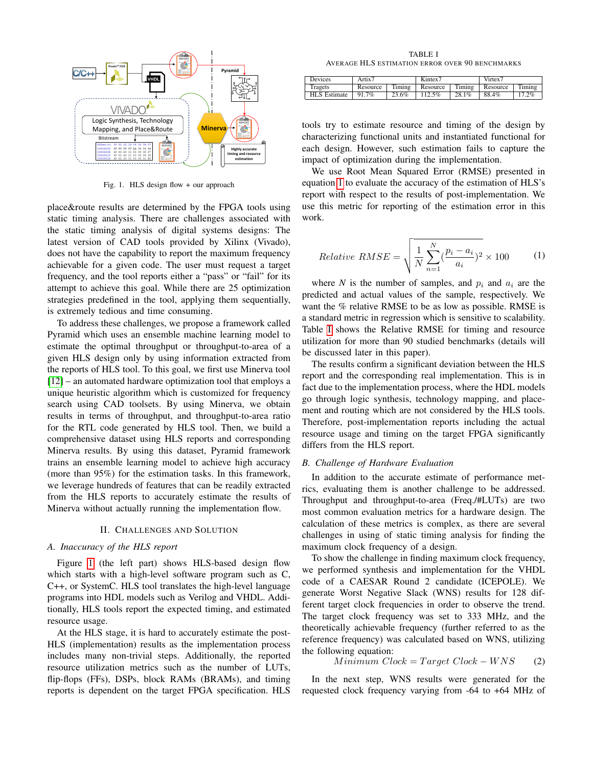Fig. 1. HLS design flow + our approach

place&route results are determined by the FPGA tools using static timing analysis. There are challenges associated with the static timing analysis of digital systems designs: The latest version of CAD tools provided by Xilinx (Vivado), does not have the capability to report the maximum frequency achievable for a given code. The user must request a target frequency, and the tool reports either a "pass" or "fail" for its attempt to achieve this goal. While there are 25 optimization strategies predefined in the tool, applying them sequentially, is extremely tedious and time consuming.

To address these challenges, we propose a framework called Pyramid which uses an ensemble machine learning model to estimate the optimal throughput or throughput-to-area of a given HLS design only by using information extracted from the reports of HLS tool. To this goal, we first use Minerva tool [12] – an automated hardware optimization tool that employs a unique heuristic algorithm which is customized for frequency search using CAD toolsets. By using Minerva, we obtain results in terms of throughput, and throughput-to-area ratio for the RTL code generated by HLS tool. Then, we build a comprehensive dataset using HLS reports and corresponding Minerva results. By using this dataset, Pyramid framework trains an ensemble learning model to achieve high accuracy (more than 95%) for the estimation tasks. In this framework, we leverage hundreds of features that can be readily extracted from the HLS reports to accurately estimate the results of Minerva without actually running the implementation flow.

## II. Challenges and Solution

### A. Inaccuracy of the HLS report

Figure 1 (the left part) shows HLS-based design flow which starts with a high-level software program such as C, C++, or SystemC. HLS tool translates the high-level language programs into HDL models such as Verilog and VHDL. Additionally, HLS tools report the expected timing, and estimated resource usage.

At the HLS stage, it is hard to accurately estimate the post-HLS (implementation) results as the implementation process includes many non-trivial steps. Additionally, the reported resource utilization metrics such as the number of LUTs, flip-flops (FFs), DSPs, block RAMs (BRAMs), and timing reports is dependent on the target FPGA specification. HLS tools try to estimate resource and timing of the design by characterizing functional units and instantiated functional for each design. However, such estimation fails to capture the impact of optimization during the implementation.

TABLE I
Average HLS Estimation Error over 90 Benchmarks

| Devices | Artix7 | | Kintex7 | | Virtex7 | |
|---|---|---|---|---|---|---|
| Tragets | Resource | Timing | Resource | Timing | Resource | Timing |
| HLS Estimate | 91.7% | 23.6% | 112.5% | 28.1% | 88.4% | 17.2% |

We use Root Mean Squared Error (RMSE) presented in equation 1 to evaluate the accuracy of the estimation of HLS's report with respect to the results of post-implementation. We use this metric for reporting of the estimation error in this work.

$$Relative\ RMSE = \sqrt{\frac{1}{N}\sum_{n=1}^{N}\left(\frac{p_i - a_i}{a_i}\right)^2} \times 100 \quad (1)$$

where $N$ is the number of samples, and $p_i$ and $a_i$ are the predicted and actual values of the sample, respectively. We want the % relative RMSE to be as low as possible. RMSE is a standard metric in regression which is sensitive to scalability. Table I shows the Relative RMSE for timing and resource utilization for more than 90 studied benchmarks (details will be discussed later in this paper).

The results confirm a significant deviation between the HLS report and the corresponding real implementation. This is in fact due to the implementation process, where the HDL models go through logic synthesis, technology mapping, and placement and routing which are not considered by the HLS tools. Therefore, post-implementation reports including the actual resource usage and timing on the target FPGA significantly differs from the HLS report.

### B. Challenge of Hardware Evaluation

In addition to the accurate estimate of performance metrics, evaluating them is another challenge to be addressed. Throughput and throughput-to-area (Freq./#LUTs) are two most common evaluation metrics for a hardware design. The calculation of these metrics is complex, as there are several challenges in using of static timing analysis for finding the maximum clock frequency of a design.

To show the challenge in finding maximum clock frequency, we performed synthesis and implementation for the VHDL code of a CAESAR Round 2 candidate (ICEPOLE). We generate Worst Negative Slack (WNS) results for 128 different target clock frequencies in order to observe the trend. The target clock frequency was set to 333 MHz, and the theoretically achievable frequency (further referred to as the reference frequency) was calculated based on WNS, utilizing the following equation:

$$Minimum\ Clock = Target\ Clock - WNS \quad (2)$$

In the next step, WNS results were generated for the requested clock frequency varying from -64 to +64 MHz of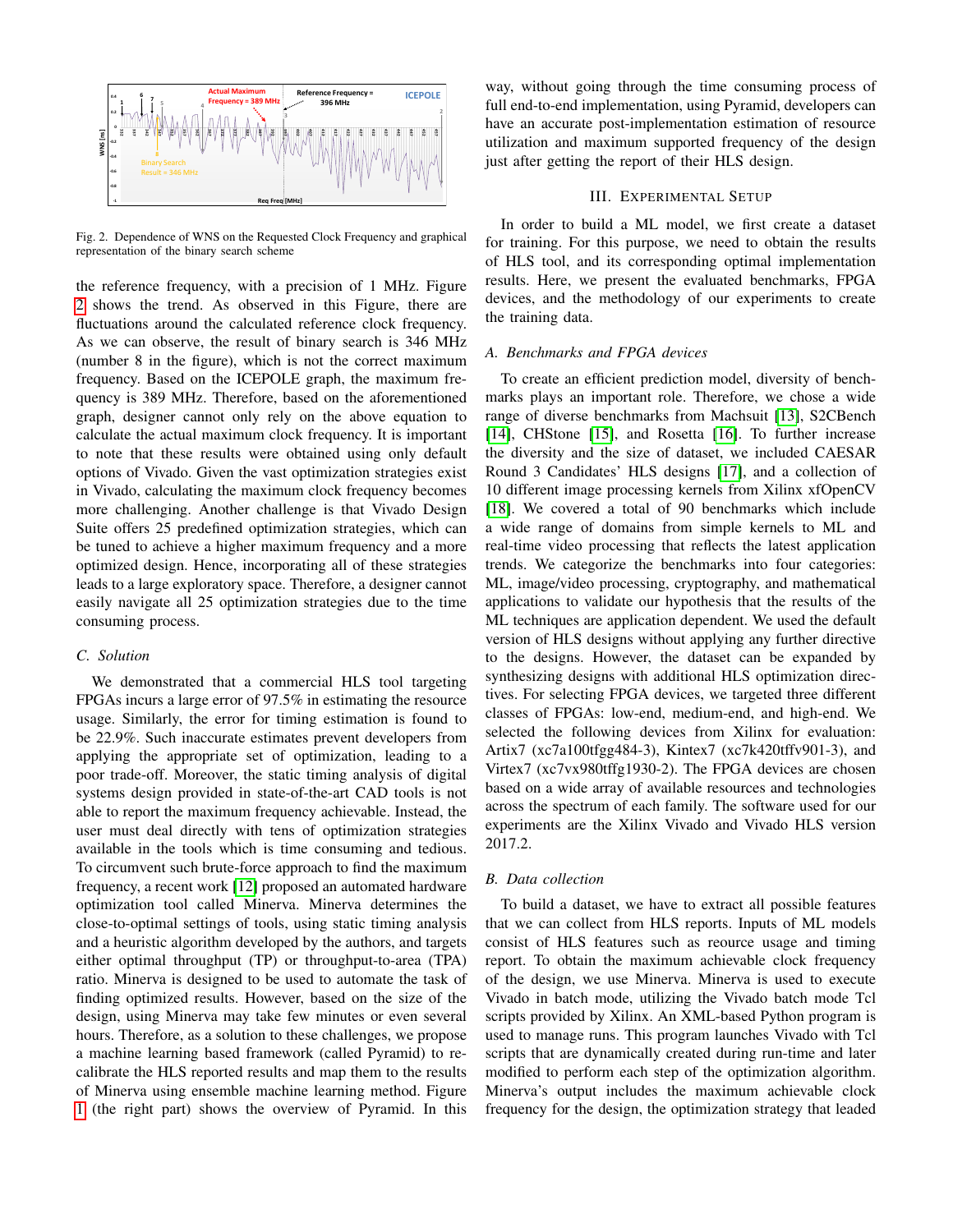Fig. 2. Dependence of WNS on the Requested Clock Frequency and graphical representation of the binary search scheme

the reference frequency, with a precision of 1 MHz. Figure 2 shows the trend. As observed in this Figure, there are fluctuations around the calculated reference clock frequency. As we can observe, the result of binary search is 346 MHz (number 8 in the figure), which is not the correct maximum frequency. Based on the ICEPOLE graph, the maximum frequency is 389 MHz. Therefore, based on the aforementioned graph, designer cannot only rely on the above equation to calculate the actual maximum clock frequency. It is important to note that these results were obtained using only default options of Vivado. Given the vast optimization strategies exist in Vivado, calculating the maximum clock frequency becomes more challenging. Another challenge is that Vivado Design Suite offers 25 predefined optimization strategies, which can be tuned to achieve a higher maximum frequency and a more optimized design. Hence, incorporating all of these strategies leads to a large exploratory space. Therefore, a designer cannot easily navigate all 25 optimization strategies due to the time consuming process.

### C. Solution

We demonstrated that a commercial HLS tool targeting FPGAs incurs a large error of 97.5% in estimating the resource usage. Similarly, the error for timing estimation is found to be 22.9%. Such inaccurate estimates prevent developers from applying the appropriate set of optimization, leading to a poor trade-off. Moreover, the static timing analysis of digital systems design provided in state-of-the-art CAD tools is not able to report the maximum frequency achievable. Instead, the user must deal directly with tens of optimization strategies available in the tools which is time consuming and tedious. To circumvent such brute-force approach to find the maximum frequency, a recent work [12] proposed an automated hardware optimization tool called Minerva. Minerva determines the close-to-optimal settings of tools, using static timing analysis and a heuristic algorithm developed by the authors, and targets either optimal throughput (TP) or throughput-to-area (TPA) ratio. Minerva is designed to be used to automate the task of finding optimized results. However, based on the size of the design, using Minerva may take few minutes or even several hours. Therefore, as a solution to these challenges, we propose a machine learning based framework (called Pyramid) to re-calibrate the HLS reported results and map them to the results of Minerva using ensemble machine learning method. Figure 1 (the right part) shows the overview of Pyramid. In this way, without going through the time consuming process of full end-to-end implementation, using Pyramid, developers can have an accurate post-implementation estimation of resource utilization and maximum supported frequency of the design just after getting the report of their HLS design.

## III. Experimental Setup

In order to build a ML model, we first create a dataset for training. For this purpose, we need to obtain the results of HLS tool, and its corresponding optimal implementation results. Here, we present the evaluated benchmarks, FPGA devices, and the methodology of our experiments to create the training data.

### A. Benchmarks and FPGA devices

To create an efficient prediction model, diversity of benchmarks plays an important role. Therefore, we chose a wide range of diverse benchmarks from Machsuit [13], S2CBench [14], CHStone [15], and Rosetta [16]. To further increase the diversity and the size of dataset, we included CAESAR Round 3 Candidates' HLS designs [17], and a collection of 10 different image processing kernels from Xilinx xfOpenCV [18]. We covered a total of 90 benchmarks which include a wide range of domains from simple kernels to ML and real-time video processing that reflects the latest application trends. We categorize the benchmarks into four categories: ML, image/video processing, cryptography, and mathematical applications to validate our hypothesis that the results of the ML techniques are application dependent. We used the default version of HLS designs without applying any further directive to the designs. However, the dataset can be expanded by synthesizing designs with additional HLS optimization directives. For selecting FPGA devices, we targeted three different classes of FPGAs: low-end, medium-end, and high-end. We selected the following devices from Xilinx for evaluation: Artix7 (xc7a100tfgg484-3), Kintex7 (xc7k420tffv901-3), and Virtex7 (xc7vx980tffg1930-2). The FPGA devices are chosen based on a wide array of available resources and technologies across the spectrum of each family. The software used for our experiments are the Xilinx Vivado and Vivado HLS version 2017.2.

### B. Data collection

To build a dataset, we have to extract all possible features that we can collect from HLS reports. Inputs of ML models consist of HLS features such as reource usage and timing report. To obtain the maximum achievable clock frequency of the design, we use Minerva. Minerva is used to execute Vivado in batch mode, utilizing the Vivado batch mode Tcl scripts provided by Xilinx. An XML-based Python program is used to manage runs. This program launches Vivado with Tcl scripts that are dynamically created during run-time and later modified to perform each step of the optimization algorithm. Minerva's output includes the maximum achievable clock frequency for the design, the optimization strategy that leaded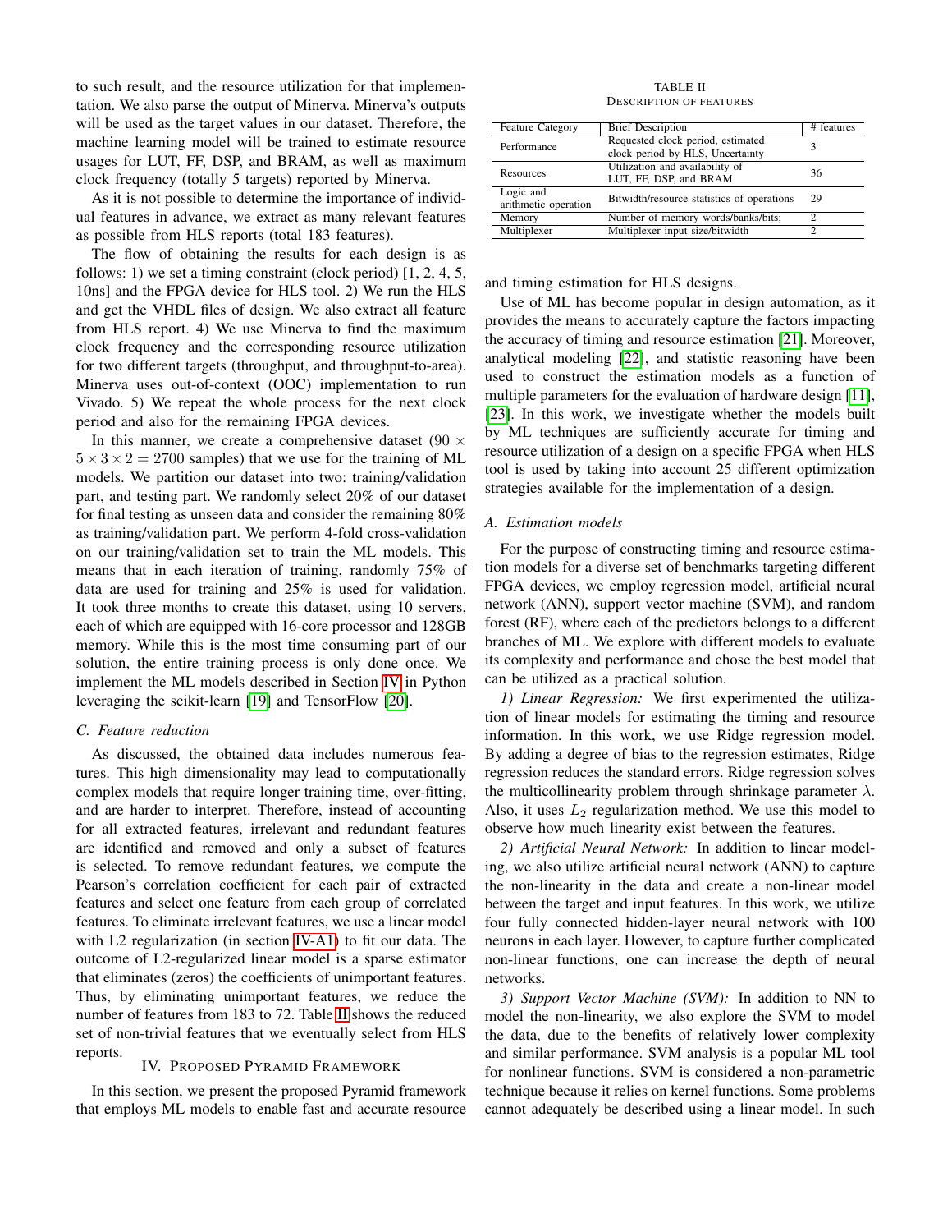to such result, and the resource utilization for that implementation. We also parse the output of Minerva. Minerva's outputs will be used as the target values in our dataset. Therefore, the machine learning model will be trained to estimate resource usages for LUT, FF, DSP, and BRAM, as well as maximum clock frequency (totally 5 targets) reported by Minerva.

As it is not possible to determine the importance of individual features in advance, we extract as many relevant features as possible from HLS reports (total 183 features).

The flow of obtaining the results for each design is as follows: 1) we set a timing constraint (clock period) [1, 2, 4, 5, 10ns] and the FPGA device for HLS tool. 2) We run the HLS and get the VHDL files of design. We also extract all feature from HLS report. 4) We use Minerva to find the maximum clock frequency and the corresponding resource utilization for two different targets (throughput, and throughput-to-area). Minerva uses out-of-context (OOC) implementation to run Vivado. 5) We repeat the whole process for the next clock period and also for the remaining FPGA devices.

In this manner, we create a comprehensive dataset ($90 \times 5 \times 3 \times 2 = 2700$ samples) that we use for the training of ML models. We partition our dataset into two: training/validation part, and testing part. We randomly select 20% of our dataset for final testing as unseen data and consider the remaining 80% as training/validation part. We perform 4-fold cross-validation on our training/validation set to train the ML models. This means that in each iteration of training, randomly 75% of data are used for training and 25% is used for validation. It took three months to create this dataset, using 10 servers, each of which are equipped with 16-core processor and 128GB memory. While this is the most time consuming part of our solution, the entire training process is only done once. We implement the ML models described in Section IV in Python leveraging the scikit-learn [19] and TensorFlow [20].

### C. Feature reduction

As discussed, the obtained data includes numerous features. This high dimensionality may lead to computationally complex models that require longer training time, over-fitting, and are harder to interpret. Therefore, instead of accounting for all extracted features, irrelevant and redundant features are identified and removed and only a subset of features is selected. To remove redundant features, we compute the Pearson's correlation coefficient for each pair of extracted features and select one feature from each group of correlated features. To eliminate irrelevant features, we use a linear model with L2 regularization (in section IV-A1) to fit our data. The outcome of L2-regularized linear model is a sparse estimator that eliminates (zeros) the coefficients of unimportant features. Thus, by eliminating unimportant features, we reduce the number of features from 183 to 72. Table II shows the reduced set of non-trivial features that we eventually select from HLS reports.

TABLE II
DESCRIPTION OF FEATURES

| Feature Category | Brief Description | # features |
|---|---|---|
| Performance | Requested clock period, estimated clock period by HLS, Uncertainty | 3 |
| Resources | Utilization and availability of LUT, FF, DSP, and BRAM | 36 |
| Logic and arithmetic operation | Bitwidth/resource statistics of operations | 29 |
| Memory | Number of memory words/banks/bits; | 2 |
| Multiplexer | Multiplexer input size/bitwidth | 2 |

## IV. Proposed Pyramid Framework

In this section, we present the proposed Pyramid framework that employs ML models to enable fast and accurate resource and timing estimation for HLS designs.

Use of ML has become popular in design automation, as it provides the means to accurately capture the factors impacting the accuracy of timing and resource estimation [21]. Moreover, analytical modeling [22], and statistic reasoning have been used to construct the estimation models as a function of multiple parameters for the evaluation of hardware design [11], [23]. In this work, we investigate whether the models built by ML techniques are sufficiently accurate for timing and resource utilization of a design on a specific FPGA when HLS tool is used by taking into account 25 different optimization strategies available for the implementation of a design.

### A. Estimation models

For the purpose of constructing timing and resource estimation models for a diverse set of benchmarks targeting different FPGA devices, we employ regression model, artificial neural network (ANN), support vector machine (SVM), and random forest (RF), where each of the predictors belongs to a different branches of ML. We explore with different models to evaluate its complexity and performance and chose the best model that can be utilized as a practical solution.

*1) Linear Regression:* We first experimented the utilization of linear models for estimating the timing and resource information. In this work, we use Ridge regression model. By adding a degree of bias to the regression estimates, Ridge regression reduces the standard errors. Ridge regression solves the multicollinearity problem through shrinkage parameter $\lambda$. Also, it uses $L_2$ regularization method. We use this model to observe how much linearity exist between the features.

*2) Artificial Neural Network:* In addition to linear modeling, we also utilize artificial neural network (ANN) to capture the non-linearity in the data and create a non-linear model between the target and input features. In this work, we utilize four fully connected hidden-layer neural network with 100 neurons in each layer. However, to capture further complicated non-linear functions, one can increase the depth of neural networks.

*3) Support Vector Machine (SVM):* In addition to NN to model the non-linearity, we also explore the SVM to model the data, due to the benefits of relatively lower complexity and similar performance. SVM analysis is a popular ML tool for nonlinear functions. SVM is considered a non-parametric technique because it relies on kernel functions. Some problems cannot adequately be described using a linear model. In such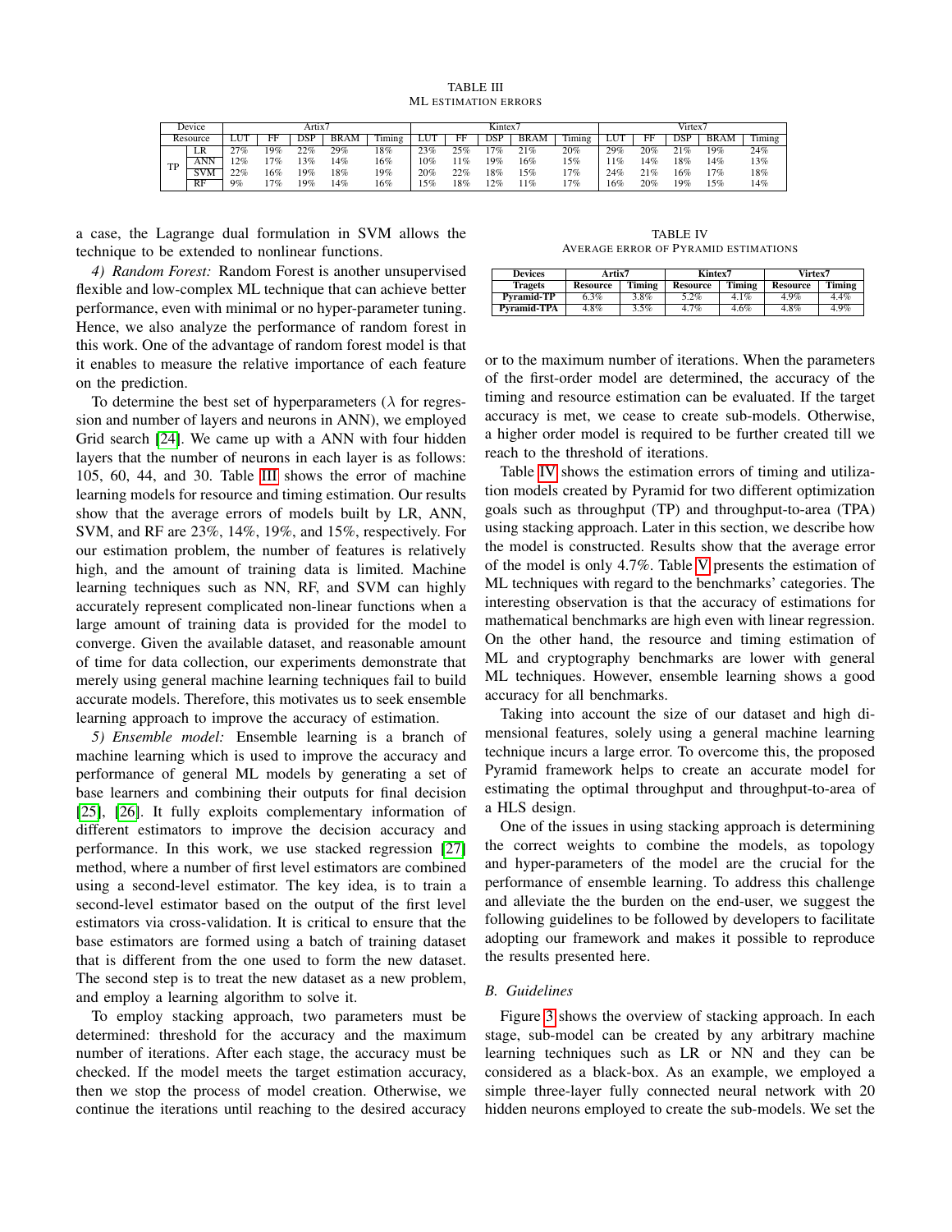TABLE III

ML ESTIMATION ERRORS

| Device | | Artix7 | | | | | Kintex7 | | | | | Virtex7 | | | | |
|---|---|---|---|---|---|---|---|---|---|---|---|---|---|---|---|---|
| Resource | | LUT | FF | DSP | BRAM | Timing | LUT | FF | DSP | BRAM | Timing | LUT | FF | DSP | BRAM | Timing |
| TP | LR | 27% | 19% | 22% | 29% | 18% | 23% | 25% | 17% | 21% | 20% | 29% | 20% | 21% | 19% | 24% |
| | ANN | 12% | 17% | 13% | 14% | 16% | 10% | 11% | 19% | 16% | 15% | 11% | 14% | 18% | 14% | 13% |
| | SVM | 22% | 16% | 19% | 18% | 19% | 20% | 22% | 18% | 15% | 17% | 24% | 21% | 16% | 17% | 18% |
| | RF | 9% | 17% | 19% | 14% | 16% | 15% | 18% | 12% | 11% | 17% | 16% | 20% | 19% | 15% | 14% |

a case, the Lagrange dual formulation in SVM allows the technique to be extended to nonlinear functions.

*4) Random Forest:* Random Forest is another unsupervised flexible and low-complex ML technique that can achieve better performance, even with minimal or no hyper-parameter tuning. Hence, we also analyze the performance of random forest in this work. One of the advantage of random forest model is that it enables to measure the relative importance of each feature on the prediction.

To determine the best set of hyperparameters ($\lambda$ for regression and number of layers and neurons in ANN), we employed Grid search [24]. We came up with a ANN with four hidden layers that the number of neurons in each layer is as follows: 105, 60, 44, and 30. Table III shows the error of machine learning models for resource and timing estimation. Our results show that the average errors of models built by LR, ANN, SVM, and RF are 23%, 14%, 19%, and 15%, respectively. For our estimation problem, the number of features is relatively high, and the amount of training data is limited. Machine learning techniques such as NN, RF, and SVM can highly accurately represent complicated non-linear functions when a large amount of training data is provided for the model to converge. Given the available dataset, and reasonable amount of time for data collection, our experiments demonstrate that merely using general machine learning techniques fail to build accurate models. Therefore, this motivates us to seek ensemble learning approach to improve the accuracy of estimation.

*5) Ensemble model:* Ensemble learning is a branch of machine learning which is used to improve the accuracy and performance of general ML models by generating a set of base learners and combining their outputs for final decision [25], [26]. It fully exploits complementary information of different estimators to improve the decision accuracy and performance. In this work, we use stacked regression [27] method, where a number of first level estimators are combined using a second-level estimator. The key idea, is to train a second-level estimator based on the output of the first level estimators via cross-validation. It is critical to ensure that the base estimators are formed using a batch of training dataset that is different from the one used to form the new dataset. The second step is to treat the new dataset as a new problem, and employ a learning algorithm to solve it.

To employ stacking approach, two parameters must be determined: threshold for the accuracy and the maximum number of iterations. After each stage, the accuracy must be checked. If the model meets the target estimation accuracy, then we stop the process of model creation. Otherwise, we continue the iterations until reaching to the desired accuracy or to the maximum number of iterations. When the parameters of the first-order model are determined, the accuracy of the timing and resource estimation can be evaluated. If the target accuracy is met, we cease to create sub-models. Otherwise, a higher order model is required to be further created till we reach to the threshold of iterations.

TABLE IV

AVERAGE ERROR OF PYRAMID ESTIMATIONS

| Devices | Artix7 | | Kintex7 | | Virtex7 | |
|---|---|---|---|---|---|---|
| **Tragets** | **Resource** | **Timing** | **Resource** | **Timing** | **Resource** | **Timing** |
| **Pyramid-TP** | 6.3% | 3.8% | 5.2% | 4.1% | 4.9% | 4.4% |
| **Pyramid-TPA** | 4.8% | 3.5% | 4.7% | 4.6% | 4.8% | 4.9% |

Table IV shows the estimation errors of timing and utilization models created by Pyramid for two different optimization goals such as throughput (TP) and throughput-to-area (TPA) using stacking approach. Later in this section, we describe how the model is constructed. Results show that the average error of the model is only 4.7%. Table V presents the estimation of ML techniques with regard to the benchmarks' categories. The interesting observation is that the accuracy of estimations for mathematical benchmarks are high even with linear regression. On the other hand, the resource and timing estimation of ML and cryptography benchmarks are lower with general ML techniques. However, ensemble learning shows a good accuracy for all benchmarks.

Taking into account the size of our dataset and high dimensional features, solely using a general machine learning technique incurs a large error. To overcome this, the proposed Pyramid framework helps to create an accurate model for estimating the optimal throughput and throughput-to-area of a HLS design.

One of the issues in using stacking approach is determining the correct weights to combine the models, as topology and hyper-parameters of the model are the crucial for the performance of ensemble learning. To address this challenge and alleviate the the burden on the end-user, we suggest the following guidelines to be followed by developers to facilitate adopting our framework and makes it possible to reproduce the results presented here.

### B. Guidelines

Figure 3 shows the overview of stacking approach. In each stage, sub-model can be created by any arbitrary machine learning techniques such as LR or NN and they can be considered as a black-box. As an example, we employed a simple three-layer fully connected neural network with 20 hidden neurons employed to create the sub-models. We set the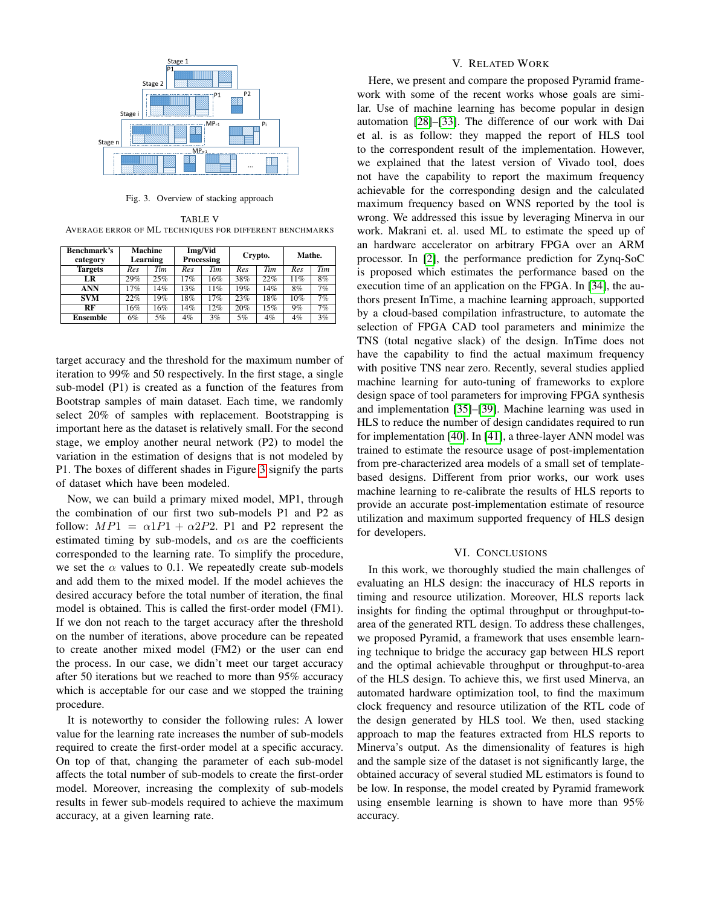Fig. 3. Overview of stacking approach

TABLE V
AVERAGE ERROR OF ML TECHNIQUES FOR DIFFERENT BENCHMARKS

| Benchmark's category | Machine Learning | | Img/Vid Processing | | Crypto. | | Mathe. | |
|---|---|---|---|---|---|---|---|---|
| **Targets** | *Res* | *Tim* | *Res* | *Tim* | *Res* | *Tim* | *Res* | *Tim* |
| **LR** | 29% | 25% | 17% | 16% | 38% | 22% | 11% | 8% |
| **ANN** | 17% | 14% | 13% | 11% | 19% | 14% | 8% | 7% |
| **SVM** | 22% | 19% | 18% | 17% | 23% | 18% | 10% | 7% |
| **RF** | 16% | 16% | 14% | 12% | 20% | 15% | 9% | 7% |
| **Ensemble** | 6% | 5% | 4% | 3% | 5% | 4% | 4% | 3% |

target accuracy and the threshold for the maximum number of iteration to 99% and 50 respectively. In the first stage, a single sub-model (P1) is created as a function of the features from Bootstrap samples of main dataset. Each time, we randomly select 20% of samples with replacement. Bootstrapping is important here as the dataset is relatively small. For the second stage, we employ another neural network (P2) to model the variation in the estimation of designs that is not modeled by P1. The boxes of different shades in Figure 3 signify the parts of dataset which have been modeled.

Now, we can build a primary mixed model, MP1, through the combination of our first two sub-models P1 and P2 as follow: $MP1 = \alpha 1P1 + \alpha 2P2$. P1 and P2 represent the estimated timing by sub-models, and $\alpha$s are the coefficients corresponded to the learning rate. To simplify the procedure, we set the $\alpha$ values to 0.1. We repeatedly create sub-models and add them to the mixed model. If the model achieves the desired accuracy before the total number of iteration, the final model is obtained. This is called the first-order model (FM1). If we don not reach to the target accuracy after the threshold on the number of iterations, above procedure can be repeated to create another mixed model (FM2) or the user can end the process. In our case, we didn't meet our target accuracy after 50 iterations but we reached to more than 95% accuracy which is acceptable for our case and we stopped the training procedure.

It is noteworthy to consider the following rules: A lower value for the learning rate increases the number of sub-models required to create the first-order model at a specific accuracy. On top of that, changing the parameter of each sub-model affects the total number of sub-models to create the first-order model. Moreover, increasing the complexity of sub-models results in fewer sub-models required to achieve the maximum accuracy, at a given learning rate.

## V. Related Work

Here, we present and compare the proposed Pyramid framework with some of the recent works whose goals are similar. Use of machine learning has become popular in design automation [28]–[33]. The difference of our work with Dai et al. is as follow: they mapped the report of HLS tool to the correspondent result of the implementation. However, we explained that the latest version of Vivado tool, does not have the capability to report the maximum frequency achievable for the corresponding design and the calculated maximum frequency based on WNS reported by the tool is wrong. We addressed this issue by leveraging Minerva in our work. Makrani et. al. used ML to estimate the speed up of an hardware accelerator on arbitrary FPGA over an ARM processor. In [2], the performance prediction for Zynq-SoC is proposed which estimates the performance based on the execution time of an application on the FPGA. In [34], the authors present InTime, a machine learning approach, supported by a cloud-based compilation infrastructure, to automate the selection of FPGA CAD tool parameters and minimize the TNS (total negative slack) of the design. InTime does not have the capability to find the actual maximum frequency with positive TNS near zero. Recently, several studies applied machine learning for auto-tuning of frameworks to explore design space of tool parameters for improving FPGA synthesis and implementation [35]–[39]. Machine learning was used in HLS to reduce the number of design candidates required to run for implementation [40]. In [41], a three-layer ANN model was trained to estimate the resource usage of post-implementation from pre-characterized area models of a small set of template-based designs. Different from prior works, our work uses machine learning to re-calibrate the results of HLS reports to provide an accurate post-implementation estimate of resource utilization and maximum supported frequency of HLS design for developers.

## VI. Conclusions

In this work, we thoroughly studied the main challenges of evaluating an HLS design: the inaccuracy of HLS reports in timing and resource utilization. Moreover, HLS reports lack insights for finding the optimal throughput or throughput-to-area of the generated RTL design. To address these challenges, we proposed Pyramid, a framework that uses ensemble learning technique to bridge the accuracy gap between HLS report and the optimal achievable throughput or throughput-to-area of the HLS design. To achieve this, we first used Minerva, an automated hardware optimization tool, to find the maximum clock frequency and resource utilization of the RTL code of the design generated by HLS tool. We then, used stacking approach to map the features extracted from HLS reports to Minerva's output. As the dimensionality of features is high and the sample size of the dataset is not significantly large, the obtained accuracy of several studied ML estimators is found to be low. In response, the model created by Pyramid framework using ensemble learning is shown to have more than 95% accuracy.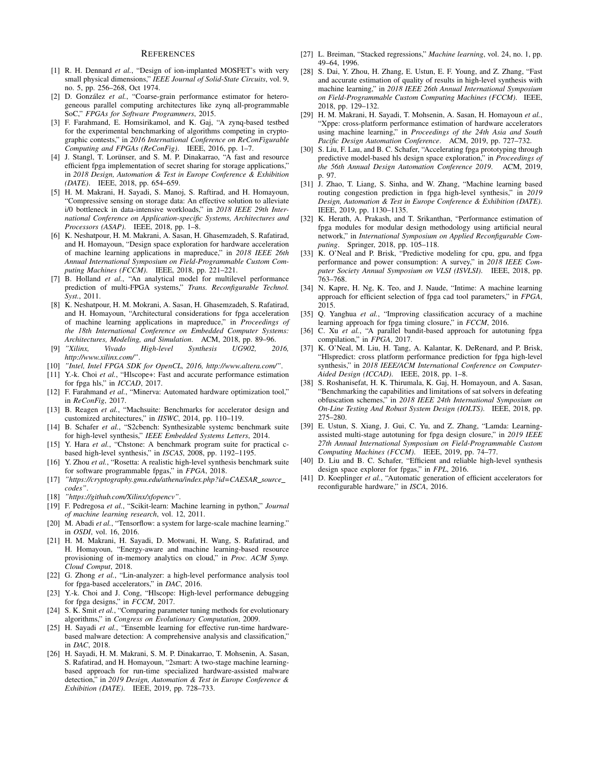## References

[1] R. H. Dennard *et al.*, "Design of ion-implanted MOSFET's with very small physical dimensions," *IEEE Journal of Solid-State Circuits*, vol. 9, no. 5, pp. 256–268, Oct 1974.

[2] D. González *et al.*, "Coarse-grain performance estimator for heterogeneous parallel computing architectures like zynq all-programmable SoC," *FPGAs for Software Programmers*, 2015.

[3] F. Farahmand, E. Homsirikamol, and K. Gaj, "A zynq-based testbed for the experimental benchmarking of algorithms competing in cryptographic contests," in *2016 International Conference on ReConFigurable Computing and FPGAs (ReConFig)*. IEEE, 2016, pp. 1–7.

[4] J. Stangl, T. Lorünser, and S. M. P. Dinakarrao, "A fast and resource efficient fpga implementation of secret sharing for storage applications," in *2018 Design, Automation & Test in Europe Conference & Exhibition (DATE)*. IEEE, 2018, pp. 654–659.

[5] H. M. Makrani, H. Sayadi, S. Manoj, S. Raftirad, and H. Homayoun, "Compressive sensing on storage data: An effective solution to alleviate i/0 bottleneck in data-intensive workloads," in *2018 IEEE 29th International Conference on Application-specific Systems, Architectures and Processors (ASAP)*. IEEE, 2018, pp. 1–8.

[6] K. Neshatpour, H. M. Makrani, A. Sasan, H. Ghasemzadeh, S. Rafatirad, and H. Homayoun, "Design space exploration for hardware acceleration of machine learning applications in mapreduce," in *2018 IEEE 26th Annual International Symposium on Field-Programmable Custom Computing Machines (FCCM)*. IEEE, 2018, pp. 221–221.

[7] B. Holland *et al.*, "An analytical model for multilevel performance prediction of multi-FPGA systems," *Trans. Reconfigurable Technol. Syst.*, 2011.

[8] K. Neshatpour, H. M. Mokrani, A. Sasan, H. Ghasemzadeh, S. Rafatirad, and H. Homayoun, "Architectural considerations for fpga acceleration of machine learning applications in mapreduce," in *Proceedings of the 18th International Conference on Embedded Computer Systems: Architectures, Modeling, and Simulation*. ACM, 2018, pp. 89–96.

[9] *"Xilinx, Vivado High-level Synthesis UG902, 2016, http://www.xilinx.com/"*.

[10] *"Intel, Intel FPGA SDK for OpenCL, 2016, http://www.altera.com/"*.

[11] Y.-k. Choi *et al.*, "Hlscope+: Fast and accurate performance estimation for fpga hls," in *ICCAD*, 2017.

[12] F. Farahmand *et al.*, "Minerva: Automated hardware optimization tool," in *ReConFig*, 2017.

[13] B. Reagen *et al.*, "Machsuite: Benchmarks for accelerator design and customized architectures," in *IISWC*, 2014, pp. 110–119.

[14] B. Schafer *et al.*, "S2cbench: Synthesizable systemc benchmark suite for high-level synthesis," *IEEE Embedded Systems Letters*, 2014.

[15] Y. Hara *et al.*, "Chstone: A benchmark program suite for practical c-based high-level synthesis," in *ISCAS*, 2008, pp. 1192–1195.

[16] Y. Zhou *et al.*, "Rosetta: A realistic high-level synthesis benchmark suite for software programmable fpgas," in *FPGA*, 2018.

[17] *"https://cryptography.gmu.edu/athena/index.php?id=CAESAR_source_codes"*.

[18] *"https://github.com/Xilinx/xfopencv"*.

[19] F. Pedregosa *et al.*, "Scikit-learn: Machine learning in python," *Journal of machine learning research*, vol. 12, 2011.

[20] M. Abadi *et al.*, "Tensorflow: a system for large-scale machine learning." in *OSDI*, vol. 16, 2016.

[21] H. M. Makrani, H. Sayadi, D. Motwani, H. Wang, S. Rafatirad, and H. Homayoun, "Energy-aware and machine learning-based resource provisioning of in-memory analytics on cloud," in *Proc. ACM Symp. Cloud Comput*, 2018.

[22] G. Zhong *et al.*, "Lin-analyzer: a high-level performance analysis tool for fpga-based accelerators," in *DAC*, 2016.

[23] Y.-k. Choi and J. Cong, "Hlscope: High-level performance debugging for fpga designs," in *FCCM*, 2017.

[24] S. K. Smit *et al.*, "Comparing parameter tuning methods for evolutionary algorithms," in *Congress on Evolutionary Computation*, 2009.

[25] H. Sayadi *et al.*, "Ensemble learning for effective run-time hardware-based malware detection: A comprehensive analysis and classification," in *DAC*, 2018.

[26] H. Sayadi, H. M. Makrani, S. M. P. Dinakarrao, T. Mohsenin, A. Sasan, S. Rafatirad, and H. Homayoun, "2smart: A two-stage machine learning-based approach for run-time specialized hardware-assisted malware detection," in *2019 Design, Automation & Test in Europe Conference & Exhibition (DATE)*. IEEE, 2019, pp. 728–733.

[27] L. Breiman, "Stacked regressions," *Machine learning*, vol. 24, no. 1, pp. 49–64, 1996.

[28] S. Dai, Y. Zhou, H. Zhang, E. Ustun, E. F. Young, and Z. Zhang, "Fast and accurate estimation of quality of results in high-level synthesis with machine learning," in *2018 IEEE 26th Annual International Symposium on Field-Programmable Custom Computing Machines (FCCM)*. IEEE, 2018, pp. 129–132.

[29] H. M. Makrani, H. Sayadi, T. Mohsenin, A. Sasan, H. Homayoun *et al.*, "Xppe: cross-platform performance estimation of hardware accelerators using machine learning," in *Proceedings of the 24th Asia and South Pacific Design Automation Conference*. ACM, 2019, pp. 727–732.

[30] S. Liu, F. Lau, and B. C. Schafer, "Accelerating fpga prototyping through predictive model-based hls design space exploration," in *Proceedings of the 56th Annual Design Automation Conference 2019*. ACM, 2019, p. 97.

[31] J. Zhao, T. Liang, S. Sinha, and W. Zhang, "Machine learning based routing congestion prediction in fpga high-level synthesis," in *2019 Design, Automation & Test in Europe Conference & Exhibition (DATE)*. IEEE, 2019, pp. 1130–1135.

[32] K. Herath, A. Prakash, and T. Srikanthan, "Performance estimation of fpga modules for modular design methodology using artificial neural network," in *International Symposium on Applied Reconfigurable Computing*. Springer, 2018, pp. 105–118.

[33] K. O'Neal and P. Brisk, "Predictive modeling for cpu, gpu, and fpga performance and power consumption: A survey," in *2018 IEEE Computer Society Annual Symposium on VLSI (ISVLSI)*. IEEE, 2018, pp. 763–768.

[34] N. Kapre, H. Ng, K. Teo, and J. Naude, "Intime: A machine learning approach for efficient selection of fpga cad tool parameters," in *FPGA*, 2015.

[35] Q. Yanghua *et al.*, "Improving classification accuracy of a machine learning approach for fpga timing closure," in *FCCM*, 2016.

[36] C. Xu *et al.*, "A parallel bandit-based approach for autotuning fpga compilation," in *FPGA*, 2017.

[37] K. O'Neal, M. Liu, H. Tang, A. Kalantar, K. DeRenard, and P. Brisk, "Hlspredict: cross platform performance prediction for fpga high-level synthesis," in *2018 IEEE/ACM International Conference on Computer-Aided Design (ICCAD)*. IEEE, 2018, pp. 1–8.

[38] S. Roshanisefat, H. K. Thirumala, K. Gaj, H. Homayoun, and A. Sasan, "Benchmarking the capabilities and limitations of sat solvers in defeating obfuscation schemes," in *2018 IEEE 24th International Symposium on On-Line Testing And Robust System Design (IOLTS)*. IEEE, 2018, pp. 275–280.

[39] E. Ustun, S. Xiang, J. Gui, C. Yu, and Z. Zhang, "Lamda: Learning-assisted multi-stage autotuning for fpga design closure," in *2019 IEEE 27th Annual International Symposium on Field-Programmable Custom Computing Machines (FCCM)*. IEEE, 2019, pp. 74–77.

[40] D. Liu and B. C. Schafer, "Efficient and reliable high-level synthesis design space explorer for fpgas," in *FPL*, 2016.

[41] D. Koeplinger *et al.*, "Automatic generation of efficient accelerators for reconfigurable hardware," in *ISCA*, 2016.